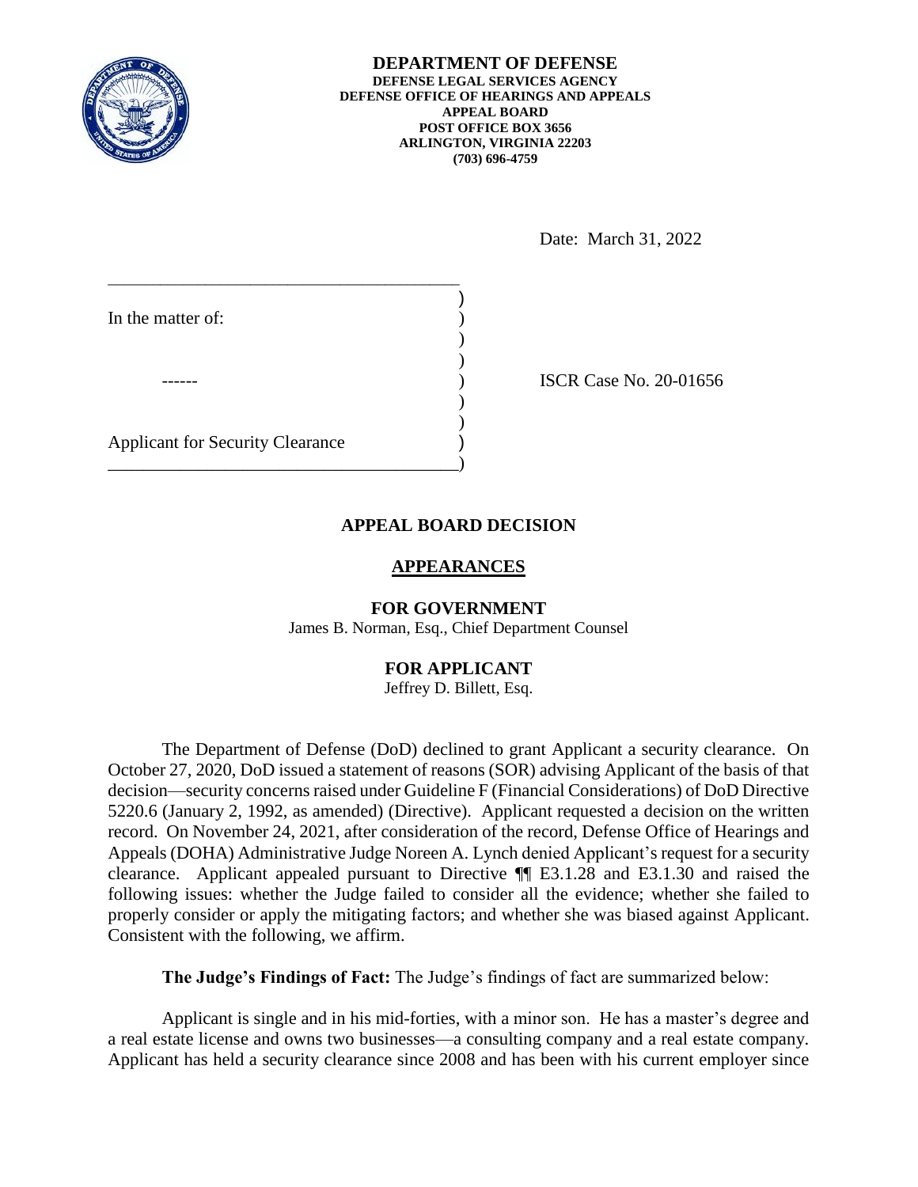**DEPARTMENT OF DEFENSE**
**DEFENSE LEGAL SERVICES AGENCY**
**DEFENSE OFFICE OF HEARINGS AND APPEALS**
**APPEAL BOARD**
**POST OFFICE BOX 3656**
**ARLINGTON, VIRGINIA 22203**
**(703) 696-4759**

Date: March 31, 2022

In the matter of:

------

Applicant for Security Clearance

ISCR Case No. 20-01656

## APPEAL BOARD DECISION

### APPEARANCES

**FOR GOVERNMENT**
James B. Norman, Esq., Chief Department Counsel

**FOR APPLICANT**
Jeffrey D. Billett, Esq.

The Department of Defense (DoD) declined to grant Applicant a security clearance. On October 27, 2020, DoD issued a statement of reasons (SOR) advising Applicant of the basis of that decision—security concerns raised under Guideline F (Financial Considerations) of DoD Directive 5220.6 (January 2, 1992, as amended) (Directive). Applicant requested a decision on the written record. On November 24, 2021, after consideration of the record, Defense Office of Hearings and Appeals (DOHA) Administrative Judge Noreen A. Lynch denied Applicant's request for a security clearance. Applicant appealed pursuant to Directive ¶¶ E3.1.28 and E3.1.30 and raised the following issues: whether the Judge failed to consider all the evidence; whether she failed to properly consider or apply the mitigating factors; and whether she was biased against Applicant. Consistent with the following, we affirm.

**The Judge's Findings of Fact:** The Judge's findings of fact are summarized below:

Applicant is single and in his mid-forties, with a minor son. He has a master's degree and a real estate license and owns two businesses—a consulting company and a real estate company. Applicant has held a security clearance since 2008 and has been with his current employer since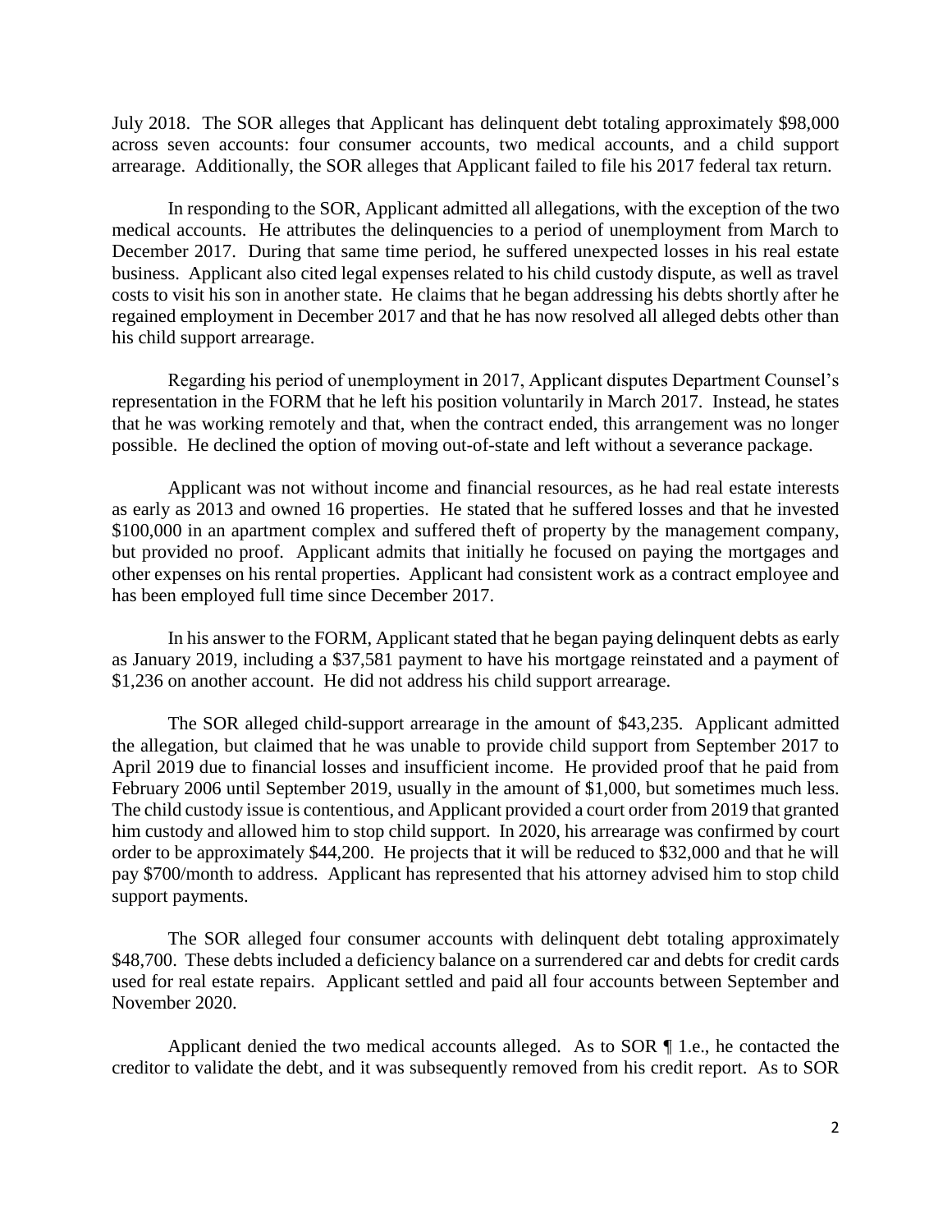July 2018. The SOR alleges that Applicant has delinquent debt totaling approximately $98,000 across seven accounts: four consumer accounts, two medical accounts, and a child support arrearage. Additionally, the SOR alleges that Applicant failed to file his 2017 federal tax return.

In responding to the SOR, Applicant admitted all allegations, with the exception of the two medical accounts. He attributes the delinquencies to a period of unemployment from March to December 2017. During that same time period, he suffered unexpected losses in his real estate business. Applicant also cited legal expenses related to his child custody dispute, as well as travel costs to visit his son in another state. He claims that he began addressing his debts shortly after he regained employment in December 2017 and that he has now resolved all alleged debts other than his child support arrearage.

Regarding his period of unemployment in 2017, Applicant disputes Department Counsel's representation in the FORM that he left his position voluntarily in March 2017. Instead, he states that he was working remotely and that, when the contract ended, this arrangement was no longer possible. He declined the option of moving out-of-state and left without a severance package.

Applicant was not without income and financial resources, as he had real estate interests as early as 2013 and owned 16 properties. He stated that he suffered losses and that he invested $100,000 in an apartment complex and suffered theft of property by the management company, but provided no proof. Applicant admits that initially he focused on paying the mortgages and other expenses on his rental properties. Applicant had consistent work as a contract employee and has been employed full time since December 2017.

In his answer to the FORM, Applicant stated that he began paying delinquent debts as early as January 2019, including a $37,581 payment to have his mortgage reinstated and a payment of $1,236 on another account. He did not address his child support arrearage.

The SOR alleged child-support arrearage in the amount of $43,235. Applicant admitted the allegation, but claimed that he was unable to provide child support from September 2017 to April 2019 due to financial losses and insufficient income. He provided proof that he paid from February 2006 until September 2019, usually in the amount of $1,000, but sometimes much less. The child custody issue is contentious, and Applicant provided a court order from 2019 that granted him custody and allowed him to stop child support. In 2020, his arrearage was confirmed by court order to be approximately $44,200. He projects that it will be reduced to $32,000 and that he will pay $700/month to address. Applicant has represented that his attorney advised him to stop child support payments.

The SOR alleged four consumer accounts with delinquent debt totaling approximately $48,700. These debts included a deficiency balance on a surrendered car and debts for credit cards used for real estate repairs. Applicant settled and paid all four accounts between September and November 2020.

Applicant denied the two medical accounts alleged. As to SOR ¶ 1.e., he contacted the creditor to validate the debt, and it was subsequently removed from his credit report. As to SOR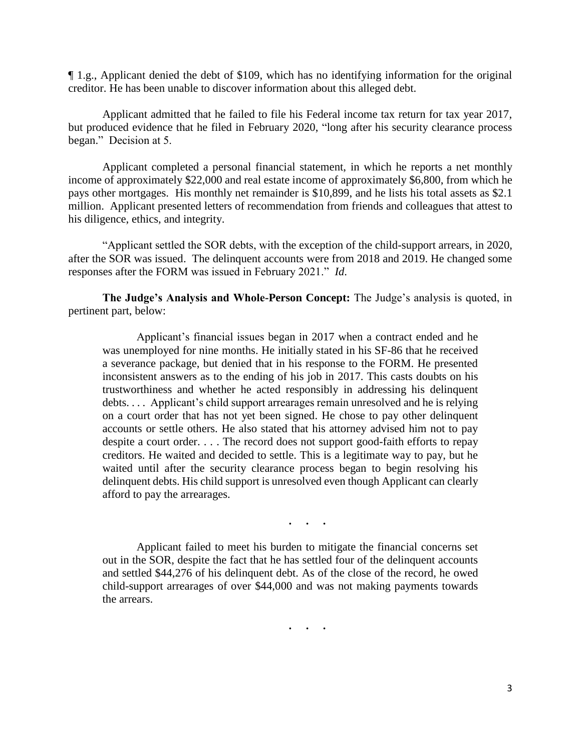¶ 1.g., Applicant denied the debt of $109, which has no identifying information for the original creditor. He has been unable to discover information about this alleged debt.

Applicant admitted that he failed to file his Federal income tax return for tax year 2017, but produced evidence that he filed in February 2020, "long after his security clearance process began." Decision at 5.

Applicant completed a personal financial statement, in which he reports a net monthly income of approximately $22,000 and real estate income of approximately $6,800, from which he pays other mortgages. His monthly net remainder is $10,899, and he lists his total assets as $2.1 million. Applicant presented letters of recommendation from friends and colleagues that attest to his diligence, ethics, and integrity.

"Applicant settled the SOR debts, with the exception of the child-support arrears, in 2020, after the SOR was issued. The delinquent accounts were from 2018 and 2019. He changed some responses after the FORM was issued in February 2021." *Id*.

**The Judge's Analysis and Whole-Person Concept:** The Judge's analysis is quoted, in pertinent part, below:

> Applicant's financial issues began in 2017 when a contract ended and he was unemployed for nine months. He initially stated in his SF-86 that he received a severance package, but denied that in his response to the FORM. He presented inconsistent answers as to the ending of his job in 2017. This casts doubts on his trustworthiness and whether he acted responsibly in addressing his delinquent debts. . . . Applicant's child support arrearages remain unresolved and he is relying on a court order that has not yet been signed. He chose to pay other delinquent accounts or settle others. He also stated that his attorney advised him not to pay despite a court order. . . . The record does not support good-faith efforts to repay creditors. He waited and decided to settle. This is a legitimate way to pay, but he waited until after the security clearance process began to begin resolving his delinquent debts. His child support is unresolved even though Applicant can clearly afford to pay the arrearages.
>
> . . .
>
> Applicant failed to meet his burden to mitigate the financial concerns set out in the SOR, despite the fact that he has settled four of the delinquent accounts and settled $44,276 of his delinquent debt. As of the close of the record, he owed child-support arrearages of over $44,000 and was not making payments towards the arrears.
>
> . . .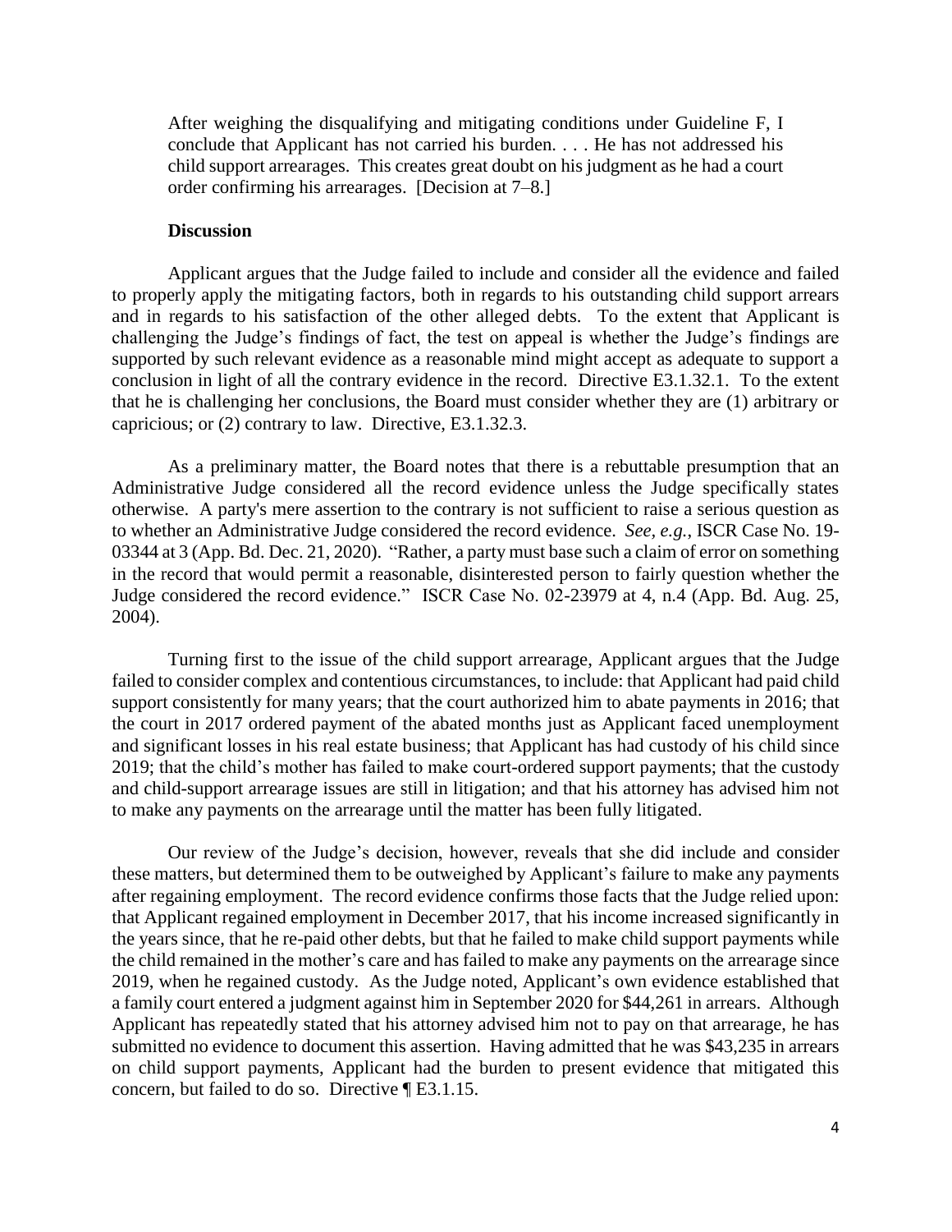> After weighing the disqualifying and mitigating conditions under Guideline F, I conclude that Applicant has not carried his burden. . . . He has not addressed his child support arrearages. This creates great doubt on his judgment as he had a court order confirming his arrearages. [Decision at 7–8.]

**Discussion**

Applicant argues that the Judge failed to include and consider all the evidence and failed to properly apply the mitigating factors, both in regards to his outstanding child support arrears and in regards to his satisfaction of the other alleged debts. To the extent that Applicant is challenging the Judge's findings of fact, the test on appeal is whether the Judge's findings are supported by such relevant evidence as a reasonable mind might accept as adequate to support a conclusion in light of all the contrary evidence in the record. Directive E3.1.32.1. To the extent that he is challenging her conclusions, the Board must consider whether they are (1) arbitrary or capricious; or (2) contrary to law. Directive, E3.1.32.3.

As a preliminary matter, the Board notes that there is a rebuttable presumption that an Administrative Judge considered all the record evidence unless the Judge specifically states otherwise. A party's mere assertion to the contrary is not sufficient to raise a serious question as to whether an Administrative Judge considered the record evidence. *See, e.g.*, ISCR Case No. 19-03344 at 3 (App. Bd. Dec. 21, 2020). "Rather, a party must base such a claim of error on something in the record that would permit a reasonable, disinterested person to fairly question whether the Judge considered the record evidence." ISCR Case No. 02-23979 at 4, n.4 (App. Bd. Aug. 25, 2004).

Turning first to the issue of the child support arrearage, Applicant argues that the Judge failed to consider complex and contentious circumstances, to include: that Applicant had paid child support consistently for many years; that the court authorized him to abate payments in 2016; that the court in 2017 ordered payment of the abated months just as Applicant faced unemployment and significant losses in his real estate business; that Applicant has had custody of his child since 2019; that the child's mother has failed to make court-ordered support payments; that the custody and child-support arrearage issues are still in litigation; and that his attorney has advised him not to make any payments on the arrearage until the matter has been fully litigated.

Our review of the Judge's decision, however, reveals that she did include and consider these matters, but determined them to be outweighed by Applicant's failure to make any payments after regaining employment. The record evidence confirms those facts that the Judge relied upon: that Applicant regained employment in December 2017, that his income increased significantly in the years since, that he re-paid other debts, but that he failed to make child support payments while the child remained in the mother's care and has failed to make any payments on the arrearage since 2019, when he regained custody. As the Judge noted, Applicant's own evidence established that a family court entered a judgment against him in September 2020 for $44,261 in arrears. Although Applicant has repeatedly stated that his attorney advised him not to pay on that arrearage, he has submitted no evidence to document this assertion. Having admitted that he was $43,235 in arrears on child support payments, Applicant had the burden to present evidence that mitigated this concern, but failed to do so. Directive ¶ E3.1.15.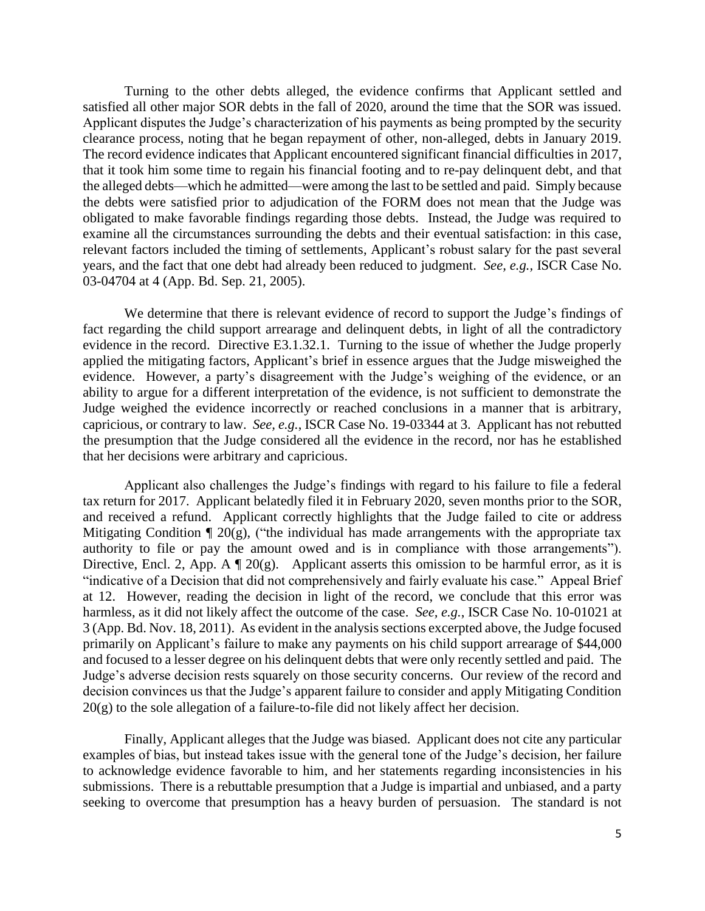Turning to the other debts alleged, the evidence confirms that Applicant settled and satisfied all other major SOR debts in the fall of 2020, around the time that the SOR was issued. Applicant disputes the Judge's characterization of his payments as being prompted by the security clearance process, noting that he began repayment of other, non-alleged, debts in January 2019. The record evidence indicates that Applicant encountered significant financial difficulties in 2017, that it took him some time to regain his financial footing and to re-pay delinquent debt, and that the alleged debts—which he admitted—were among the last to be settled and paid. Simply because the debts were satisfied prior to adjudication of the FORM does not mean that the Judge was obligated to make favorable findings regarding those debts. Instead, the Judge was required to examine all the circumstances surrounding the debts and their eventual satisfaction: in this case, relevant factors included the timing of settlements, Applicant's robust salary for the past several years, and the fact that one debt had already been reduced to judgment. *See, e.g.,* ISCR Case No. 03-04704 at 4 (App. Bd. Sep. 21, 2005).

We determine that there is relevant evidence of record to support the Judge's findings of fact regarding the child support arrearage and delinquent debts, in light of all the contradictory evidence in the record. Directive E3.1.32.1. Turning to the issue of whether the Judge properly applied the mitigating factors, Applicant's brief in essence argues that the Judge misweighed the evidence. However, a party's disagreement with the Judge's weighing of the evidence, or an ability to argue for a different interpretation of the evidence, is not sufficient to demonstrate the Judge weighed the evidence incorrectly or reached conclusions in a manner that is arbitrary, capricious, or contrary to law. *See, e.g.*, ISCR Case No. 19-03344 at 3. Applicant has not rebutted the presumption that the Judge considered all the evidence in the record, nor has he established that her decisions were arbitrary and capricious.

Applicant also challenges the Judge's findings with regard to his failure to file a federal tax return for 2017. Applicant belatedly filed it in February 2020, seven months prior to the SOR, and received a refund. Applicant correctly highlights that the Judge failed to cite or address Mitigating Condition ¶ 20(g), ("the individual has made arrangements with the appropriate tax authority to file or pay the amount owed and is in compliance with those arrangements"). Directive, Encl. 2, App. A ¶ 20(g). Applicant asserts this omission to be harmful error, as it is "indicative of a Decision that did not comprehensively and fairly evaluate his case." Appeal Brief at 12. However, reading the decision in light of the record, we conclude that this error was harmless, as it did not likely affect the outcome of the case. *See, e.g.*, ISCR Case No. 10-01021 at 3 (App. Bd. Nov. 18, 2011). As evident in the analysis sections excerpted above, the Judge focused primarily on Applicant's failure to make any payments on his child support arrearage of $44,000 and focused to a lesser degree on his delinquent debts that were only recently settled and paid. The Judge's adverse decision rests squarely on those security concerns. Our review of the record and decision convinces us that the Judge's apparent failure to consider and apply Mitigating Condition 20(g) to the sole allegation of a failure-to-file did not likely affect her decision.

Finally, Applicant alleges that the Judge was biased. Applicant does not cite any particular examples of bias, but instead takes issue with the general tone of the Judge's decision, her failure to acknowledge evidence favorable to him, and her statements regarding inconsistencies in his submissions. There is a rebuttable presumption that a Judge is impartial and unbiased, and a party seeking to overcome that presumption has a heavy burden of persuasion. The standard is not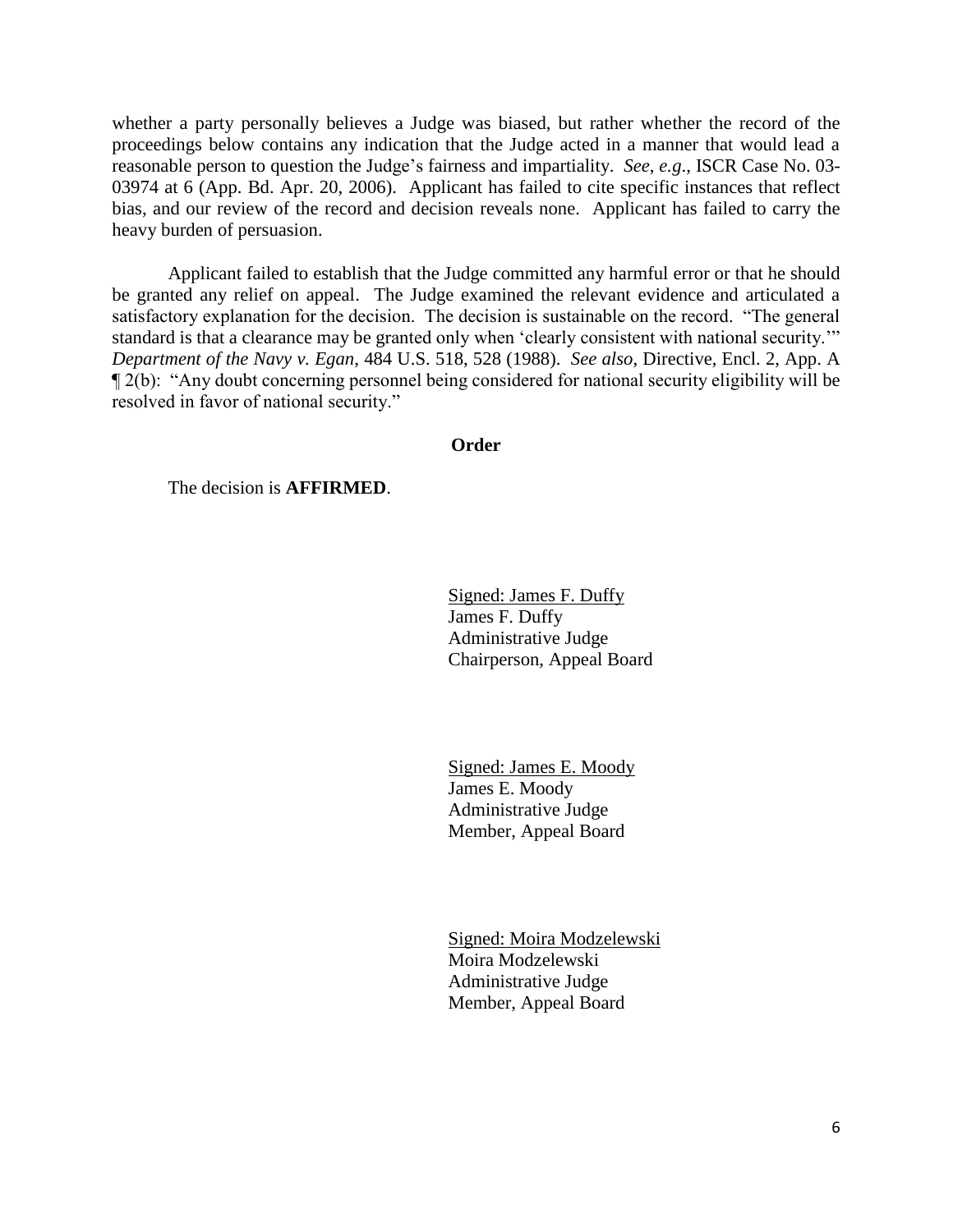whether a party personally believes a Judge was biased, but rather whether the record of the proceedings below contains any indication that the Judge acted in a manner that would lead a reasonable person to question the Judge's fairness and impartiality. *See*, *e.g*., ISCR Case No. 03-03974 at 6 (App. Bd. Apr. 20, 2006). Applicant has failed to cite specific instances that reflect bias, and our review of the record and decision reveals none. Applicant has failed to carry the heavy burden of persuasion.

Applicant failed to establish that the Judge committed any harmful error or that he should be granted any relief on appeal. The Judge examined the relevant evidence and articulated a satisfactory explanation for the decision. The decision is sustainable on the record. "The general standard is that a clearance may be granted only when 'clearly consistent with national security.'" *Department of the Navy v. Egan*, 484 U.S. 518, 528 (1988). *See also*, Directive, Encl. 2, App. A ¶ 2(b): "Any doubt concerning personnel being considered for national security eligibility will be resolved in favor of national security."

## Order

The decision is **AFFIRMED**.

Signed: James F. Duffy
James F. Duffy
Administrative Judge
Chairperson, Appeal Board

Signed: James E. Moody
James E. Moody
Administrative Judge
Member, Appeal Board

Signed: Moira Modzelewski
Moira Modzelewski
Administrative Judge
Member, Appeal Board